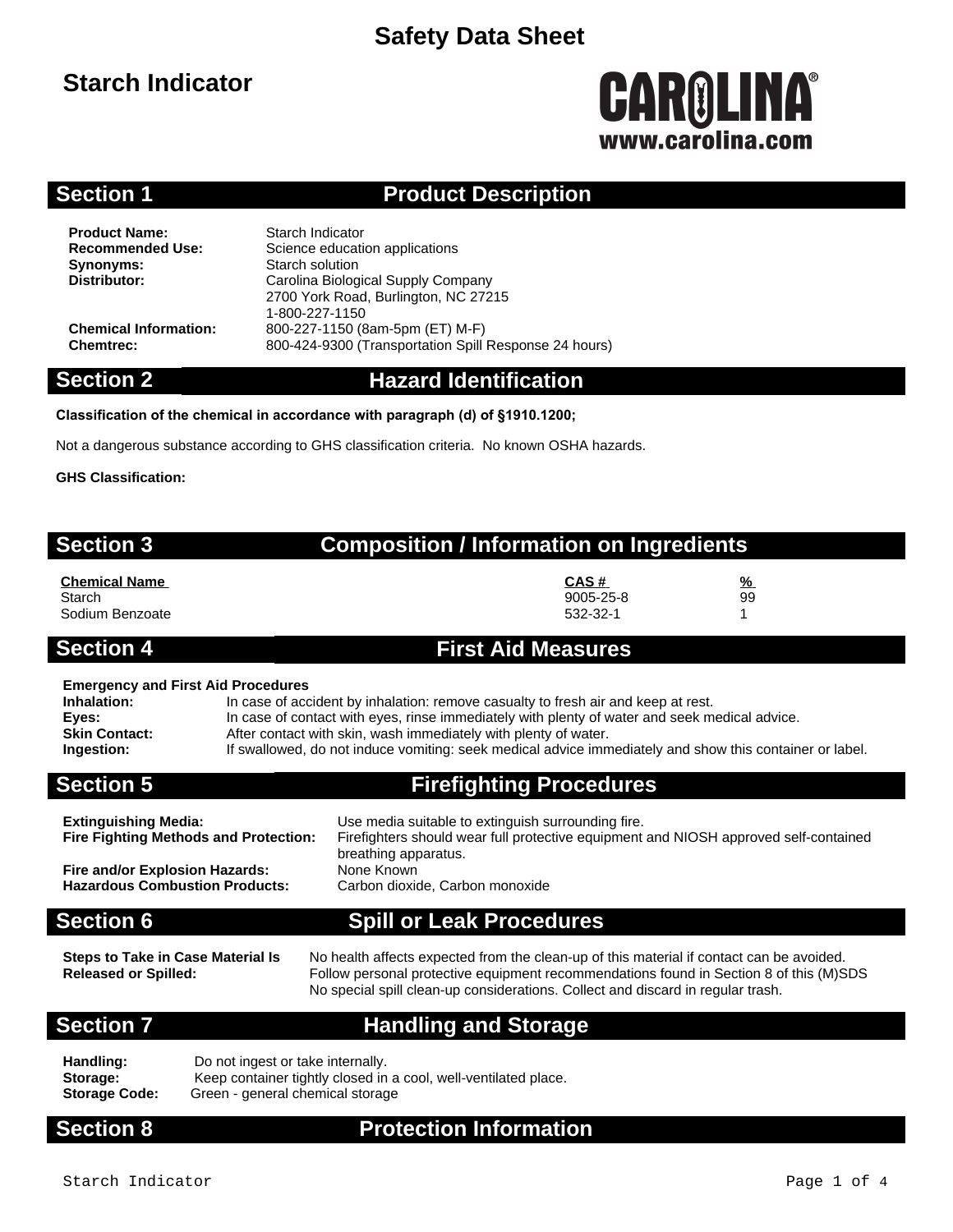# Safety Data Sheet

## Starch Indicator

CAROLINA®
www.carolina.com

## Section 1 Product Description

**Product Name:** Starch Indicator
**Recommended Use:** Science education applications
**Synonyms:** Starch solution
**Distributor:** Carolina Biological Supply Company
2700 York Road, Burlington, NC 27215
1-800-227-1150
**Chemical Information:** 800-227-1150 (8am-5pm (ET) M-F)
**Chemtrec:** 800-424-9300 (Transportation Spill Response 24 hours)

## Section 2 Hazard Identification

**Classification of the chemical in accordance with paragraph (d) of §1910.1200;**

Not a dangerous substance according to GHS classification criteria. No known OSHA hazards.

**GHS Classification:**

## Section 3 Composition / Information on Ingredients

| Chemical Name | CAS # | % |
|---|---|---|
| Starch | 9005-25-8 | 99 |
| Sodium Benzoate | 532-32-1 | 1 |

## Section 4 First Aid Measures

**Emergency and First Aid Procedures**
**Inhalation:** In case of accident by inhalation: remove casualty to fresh air and keep at rest.
**Eyes:** In case of contact with eyes, rinse immediately with plenty of water and seek medical advice.
**Skin Contact:** After contact with skin, wash immediately with plenty of water.
**Ingestion:** If swallowed, do not induce vomiting: seek medical advice immediately and show this container or label.

## Section 5 Firefighting Procedures

**Extinguishing Media:** Use media suitable to extinguish surrounding fire.
**Fire Fighting Methods and Protection:** Firefighters should wear full protective equipment and NIOSH approved self-contained breathing apparatus.
**Fire and/or Explosion Hazards:** None Known
**Hazardous Combustion Products:** Carbon dioxide, Carbon monoxide

## Section 6 Spill or Leak Procedures

**Steps to Take in Case Material Is Released or Spilled:** No health affects expected from the clean-up of this material if contact can be avoided.
Follow personal protective equipment recommendations found in Section 8 of this (M)SDS
No special spill clean-up considerations. Collect and discard in regular trash.

## Section 7 Handling and Storage

**Handling:** Do not ingest or take internally.
**Storage:** Keep container tightly closed in a cool, well-ventilated place.
**Storage Code:** Green - general chemical storage

## Section 8 Protection Information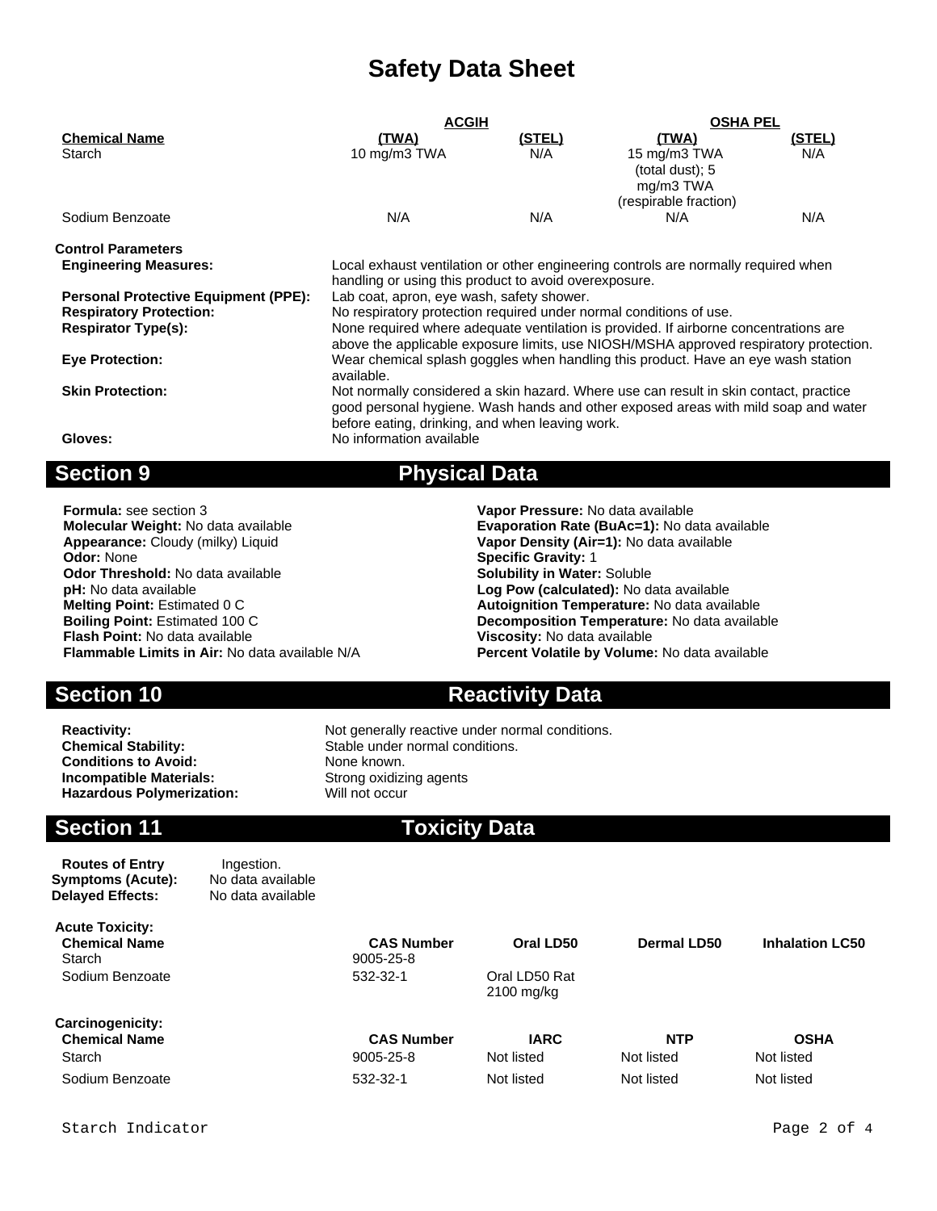# Safety Data Sheet

| Chemical Name | ACGIH (TWA) | ACGIH (STEL) | OSHA PEL (TWA) | OSHA PEL (STEL) |
|---|---|---|---|---|
| Starch | 10 mg/m3 TWA | N/A | 15 mg/m3 TWA (total dust); 5 mg/m3 TWA (respirable fraction) | N/A |
| Sodium Benzoate | N/A | N/A | N/A | N/A |

**Control Parameters**

**Engineering Measures:** Local exhaust ventilation or other engineering controls are normally required when handling or using this product to avoid overexposure.

**Personal Protective Equipment (PPE):** Lab coat, apron, eye wash, safety shower.

**Respiratory Protection:** No respiratory protection required under normal conditions of use.

**Respirator Type(s):** None required where adequate ventilation is provided. If airborne concentrations are above the applicable exposure limits, use NIOSH/MSHA approved respiratory protection.

**Eye Protection:** Wear chemical splash goggles when handling this product. Have an eye wash station available.

**Skin Protection:** Not normally considered a skin hazard. Where use can result in skin contact, practice good personal hygiene. Wash hands and other exposed areas with mild soap and water before eating, drinking, and when leaving work.

**Gloves:** No information available

## Section 9 Physical Data

**Formula:** see section 3
**Molecular Weight:** No data available
**Appearance:** Cloudy (milky) Liquid
**Odor:** None
**Odor Threshold:** No data available
**pH:** No data available
**Melting Point:** Estimated 0 C
**Boiling Point:** Estimated 100 C
**Flash Point:** No data available
**Flammable Limits in Air:** No data available N/A

**Vapor Pressure:** No data available
**Evaporation Rate (BuAc=1):** No data available
**Vapor Density (Air=1):** No data available
**Specific Gravity:** 1
**Solubility in Water:** Soluble
**Log Pow (calculated):** No data available
**Autoignition Temperature:** No data available
**Decomposition Temperature:** No data available
**Viscosity:** No data available
**Percent Volatile by Volume:** No data available

## Section 10 Reactivity Data

**Reactivity:** Not generally reactive under normal conditions.
**Chemical Stability:** Stable under normal conditions.
**Conditions to Avoid:** None known.
**Incompatible Materials:** Strong oxidizing agents
**Hazardous Polymerization:** Will not occur

## Section 11 Toxicity Data

**Routes of Entry** Ingestion.
**Symptoms (Acute):** No data available
**Delayed Effects:** No data available

**Acute Toxicity:**

| Chemical Name | CAS Number | Oral LD50 | Dermal LD50 | Inhalation LC50 |
|---|---|---|---|---|
| Starch | 9005-25-8 | | | |
| Sodium Benzoate | 532-32-1 | Oral LD50 Rat 2100 mg/kg | | |

**Carcinogenicity:**

| Chemical Name | CAS Number | IARC | NTP | OSHA |
|---|---|---|---|---|
| Starch | 9005-25-8 | Not listed | Not listed | Not listed |
| Sodium Benzoate | 532-32-1 | Not listed | Not listed | Not listed |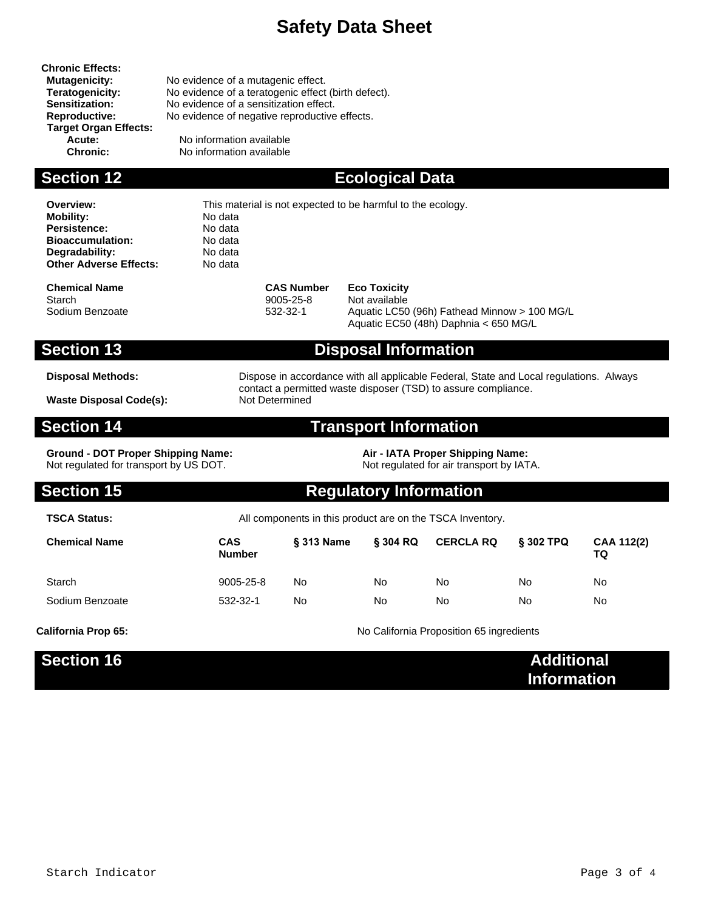# Safety Data Sheet

**Chronic Effects:**

**Mutagenicity:** No evidence of a mutagenic effect.
**Teratogenicity:** No evidence of a teratogenic effect (birth defect).
**Sensitization:** No evidence of a sensitization effect.
**Reproductive:** No evidence of negative reproductive effects.
**Target Organ Effects:**
**Acute:** No information available
**Chronic:** No information available

## Section 12 Ecological Data

**Overview:** This material is not expected to be harmful to the ecology.
**Mobility:** No data
**Persistence:** No data
**Bioaccumulation:** No data
**Degradability:** No data
**Other Adverse Effects:** No data

| Chemical Name | CAS Number | Eco Toxicity |
|---|---|---|
| Starch | 9005-25-8 | Not available |
| Sodium Benzoate | 532-32-1 | Aquatic LC50 (96h) Fathead Minnow > 100 MG/L<br>Aquatic EC50 (48h) Daphnia < 650 MG/L |

## Section 13 Disposal Information

**Disposal Methods:** Dispose in accordance with all applicable Federal, State and Local regulations. Always contact a permitted waste disposer (TSD) to assure compliance.
**Waste Disposal Code(s):** Not Determined

## Section 14 Transport Information

**Ground - DOT Proper Shipping Name:**
Not regulated for transport by US DOT.

**Air - IATA Proper Shipping Name:**
Not regulated for air transport by IATA.

## Section 15 Regulatory Information

**TSCA Status:** All components in this product are on the TSCA Inventory.

| Chemical Name | CAS Number | § 313 Name | § 304 RQ | CERCLA RQ | § 302 TPQ | CAA 112(2) TQ |
|---|---|---|---|---|---|---|
| Starch | 9005-25-8 | No | No | No | No | No |
| Sodium Benzoate | 532-32-1 | No | No | No | No | No |

**California Prop 65:** No California Proposition 65 ingredients

## Section 16 Additional Information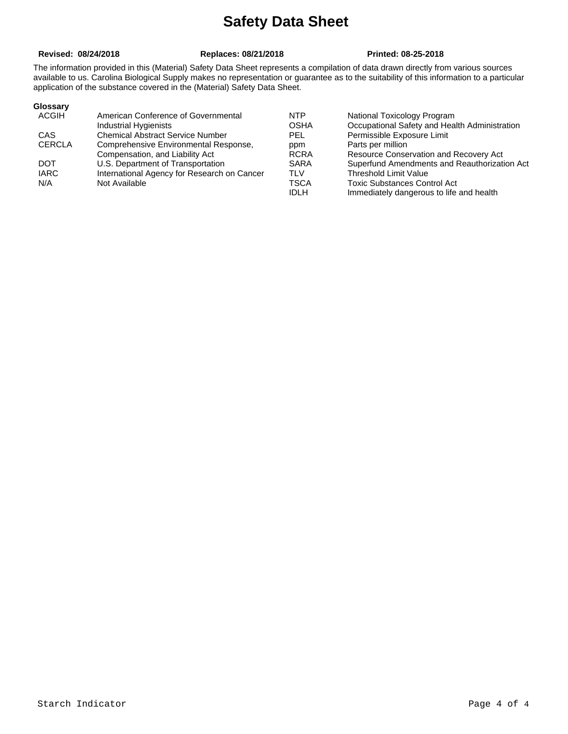# Safety Data Sheet

**Revised: 08/24/2018** **Replaces: 08/21/2018** **Printed: 08-25-2018**

The information provided in this (Material) Safety Data Sheet represents a compilation of data drawn directly from various sources available to us. Carolina Biological Supply makes no representation or guarantee as to the suitability of this information to a particular application of the substance covered in the (Material) Safety Data Sheet.

**Glossary**

| | | | |
|---|---|---|---|
| ACGIH | American Conference of Governmental Industrial Hygienists | NTP | National Toxicology Program |
| CAS | Chemical Abstract Service Number | OSHA | Occupational Safety and Health Administration |
| CERCLA | Comprehensive Environmental Response, Compensation, and Liability Act | PEL | Permissible Exposure Limit |
| DOT | U.S. Department of Transportation | ppm | Parts per million |
| IARC | International Agency for Research on Cancer | RCRA | Resource Conservation and Recovery Act |
| N/A | Not Available | SARA | Superfund Amendments and Reauthorization Act |
| | | TLV | Threshold Limit Value |
| | | TSCA | Toxic Substances Control Act |
| | | IDLH | Immediately dangerous to life and health |

Starch Indicator